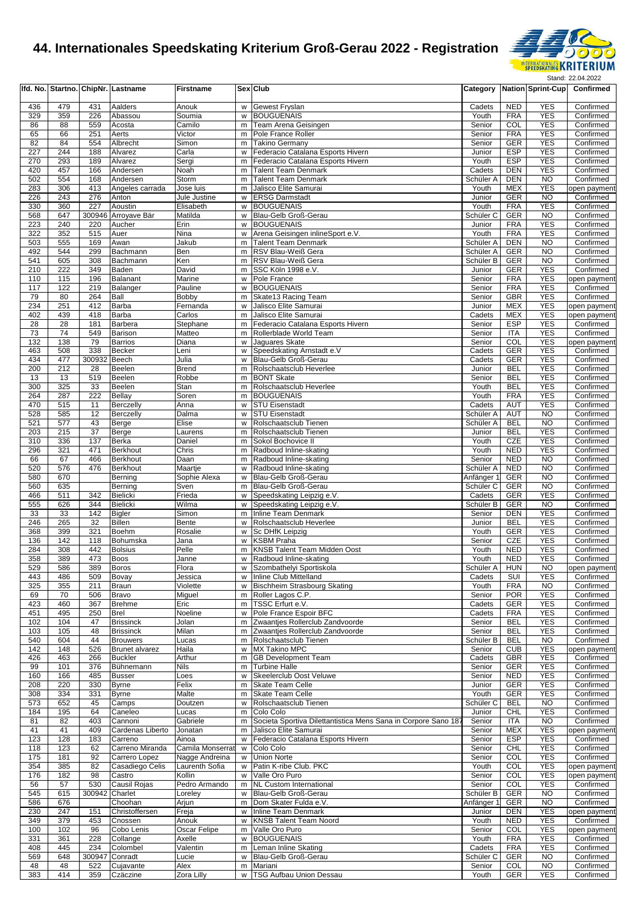# 44. Internationales Speedskating Kriterium Groß-Gerau 2022 - Registration

Stand: 22.04.2022

| lfd. No. | Startno. | ChipNr. | Lastname | Firstname | Sex | Club | Category | Nation | Sprint-Cup | Confirmed |
|---|---|---|---|---|---|---|---|---|---|---|
| 436 | 479 | 431 | Aalders | Anouk | w | Gewest Fryslan | Cadets | NED | YES | Confirmed |
| 329 | 359 | 226 | Abassou | Soumia | w | BOUGUENAIS | Youth | FRA | YES | Confirmed |
| 86 | 88 | 559 | Acosta | Camilo | m | Team Arena Geisingen | Senior | COL | YES | Confirmed |
| 65 | 66 | 251 | Aerts | Victor | m | Pole France Roller | Senior | FRA | YES | Confirmed |
| 82 | 84 | 554 | Albrecht | Simon | m | Takino Germany | Senior | GER | YES | Confirmed |
| 227 | 244 | 188 | Alvarez | Carla | w | Federacio Catalana Esports Hivern | Junior | ESP | YES | Confirmed |
| 270 | 293 | 189 | Alvarez | Sergi | m | Federacio Catalana Esports Hivern | Youth | ESP | YES | Confirmed |
| 420 | 457 | 166 | Andersen | Noah | m | Talent Team Denmark | Cadets | DEN | YES | Confirmed |
| 502 | 554 | 168 | Andersen | Storm | m | Talent Team Denmark | Schüler A | DEN | NO | Confirmed |
| 283 | 306 | 413 | Angeles carrada | Jose luis | m | Jalisco Elite Samurai | Youth | MEX | YES | open payment |
| 226 | 243 | 276 | Anton | Jule Justine | w | ERSG Darmstadt | Junior | GER | NO | Confirmed |
| 330 | 360 | 227 | Aoustin | Elisabeth | w | BOUGUENAIS | Youth | FRA | YES | Confirmed |
| 568 | 647 | 300946 | Arroyave Bär | Matilda | w | Blau-Gelb Groß-Gerau | Schüler C | GER | NO | Confirmed |
| 223 | 240 | 220 | Aucher | Erin | w | BOUGUENAIS | Junior | FRA | YES | Confirmed |
| 322 | 352 | 515 | Auer | Nina | w | Arena Geisingen inlineSport e.V. | Youth | FRA | YES | Confirmed |
| 503 | 555 | 169 | Awan | Jakub | m | Talent Team Denmark | Schüler A | DEN | NO | Confirmed |
| 492 | 544 | 299 | Bachmann | Ben | m | RSV Blau-Weiß Gera | Schüler A | GER | NO | Confirmed |
| 541 | 605 | 308 | Bachmann | Ken | m | RSV Blau-Weiß Gera | Schüler B | GER | NO | Confirmed |
| 210 | 222 | 349 | Baden | David | m | SSC Köln 1998 e.V. | Junior | GER | YES | Confirmed |
| 110 | 115 | 196 | Balanant | Marine | w | Pole France | Senior | FRA | YES | open payment |
| 117 | 122 | 219 | Balanger | Pauline | w | BOUGUENAIS | Senior | FRA | YES | Confirmed |
| 79 | 80 | 264 | Ball | Bobby | m | Skate13 Racing Team | Senior | GBR | YES | Confirmed |
| 234 | 251 | 412 | Barba | Fernanda | w | Jalisco Elite Samurai | Junior | MEX | YES | open payment |
| 402 | 439 | 418 | Barba | Carlos | m | Jalisco Elite Samurai | Cadets | MEX | YES | open payment |
| 28 | 28 | 181 | Barbera | Stephane | m | Federacio Catalana Esports Hivern | Senior | ESP | YES | Confirmed |
| 73 | 74 | 549 | Barison | Matteo | m | Rollerblade World Team | Senior | ITA | YES | Confirmed |
| 132 | 138 | 79 | Barrios | Diana | w | Jaguares Skate | Senior | COL | YES | open payment |
| 463 | 508 | 338 | Becker | Leni | w | Speedskating Arnstadt e.V | Cadets | GER | YES | Confirmed |
| 434 | 477 | 300932 | Beech | Julia | w | Blau-Gelb Groß-Gerau | Cadets | GER | YES | Confirmed |
| 200 | 212 | 28 | Beelen | Brend | m | Rolschaatsclub Heverlee | Junior | BEL | YES | Confirmed |
| 13 | 13 | 519 | Beelen | Robbe | m | BONT Skate | Senior | BEL | YES | Confirmed |
| 300 | 325 | 33 | Beelen | Stan | m | Rolschaatsclub Heverlee | Youth | BEL | YES | Confirmed |
| 264 | 287 | 222 | Bellay | Soren | m | BOUGUENAIS | Youth | FRA | YES | Confirmed |
| 470 | 515 | 11 | Berczelly | Anna | w | STU Eisenstadt | Cadets | AUT | YES | Confirmed |
| 528 | 585 | 12 | Berczelly | Dalma | w | STU Eisenstadt | Schüler A | AUT | NO | Confirmed |
| 521 | 577 | 43 | Berge | Elise | w | Rolschaatsclub Tienen | Schüler A | BEL | NO | Confirmed |
| 203 | 215 | 37 | Berge | Laurens | m | Rolschaatsclub Tienen | Junior | BEL | YES | Confirmed |
| 310 | 336 | 137 | Berka | Daniel | m | Sokol Bochovice II | Youth | CZE | YES | Confirmed |
| 296 | 321 | 471 | Berkhout | Chris | m | Radboud Inline-skating | Youth | NED | YES | Confirmed |
| 66 | 67 | 466 | Berkhout | Daan | m | Radboud Inline-skating | Senior | NED | NO | Confirmed |
| 520 | 576 | 476 | Berkhout | Maartje | w | Radboud Inline-skating | Schüler A | NED | NO | Confirmed |
| 580 | 670 | | Berning | Sophie Alexa | w | Blau-Gelb Groß-Gerau | Anfänger 1 | GER | NO | Confirmed |
| 560 | 635 | | Berning | Sven | m | Blau-Gelb Groß-Gerau | Schüler C | GER | NO | Confirmed |
| 466 | 511 | 342 | Bielicki | Frieda | w | Speedskating Leipzig e.V. | Cadets | GER | YES | Confirmed |
| 555 | 626 | 344 | Bielicki | Wilma | w | Speedskating Leipzig e.V. | Schüler B | GER | NO | Confirmed |
| 33 | 33 | 142 | Bigler | Simon | m | Inline Team Denmark | Senior | DEN | YES | Confirmed |
| 246 | 265 | 32 | Billen | Bente | w | Rolschaatsclub Heverlee | Junior | BEL | YES | Confirmed |
| 368 | 399 | 321 | Boehm | Rosalie | w | Sc DHfK Leipzig | Youth | GER | YES | Confirmed |
| 136 | 142 | 118 | Bohumska | Jana | w | KSBM Praha | Senior | CZE | YES | Confirmed |
| 284 | 308 | 442 | Bolsius | Pelle | m | KNSB Talent Team Midden Oost | Youth | NED | YES | Confirmed |
| 358 | 389 | 473 | Boos | Janne | w | Radboud Inline-skating | Youth | NED | YES | Confirmed |
| 529 | 586 | 389 | Boros | Flora | w | Szombathelyi Sportiskola | Schüler A | HUN | NO | open payment |
| 443 | 486 | 509 | Bovay | Jessica | w | Inline Club Mittelland | Cadets | SUI | YES | Confirmed |
| 325 | 355 | 211 | Braun | Violette | w | Bischheim Strasbourg Skating | Youth | FRA | NO | Confirmed |
| 69 | 70 | 506 | Bravo | Miguel | m | Roller Lagos C.P. | Senior | POR | YES | Confirmed |
| 423 | 460 | 367 | Brehme | Eric | m | TSSC Erfurt e.V. | Cadets | GER | YES | Confirmed |
| 451 | 495 | 250 | Brel | Noeline | w | Pole France Espoir BFC | Cadets | FRA | YES | Confirmed |
| 102 | 104 | 47 | Brissinck | Jolan | m | Zwaantjes Rollerclub Zandvoorde | Senior | BEL | YES | Confirmed |
| 103 | 105 | 48 | Brissinck | Milan | m | Zwaantjes Rollerclub Zandvoorde | Senior | BEL | YES | Confirmed |
| 540 | 604 | 44 | Brouwers | Lucas | m | Rolschaatsclub Tienen | Schüler B | BEL | NO | Confirmed |
| 142 | 148 | 526 | Brunet alvarez | Haila | w | MX Takino MPC | Senior | CUB | YES | open payment |
| 426 | 463 | 266 | Buckler | Arthur | m | GB Development Team | Cadets | GBR | YES | Confirmed |
| 99 | 101 | 376 | Bühnemann | Nils | m | Turbine Halle | Senior | GER | YES | Confirmed |
| 160 | 166 | 485 | Busser | Loes | w | Skeelerclub Oost Veluwe | Senior | NED | YES | Confirmed |
| 208 | 220 | 330 | Byrne | Felix | m | Skate Team Celle | Junior | GER | YES | Confirmed |
| 308 | 334 | 331 | Byrne | Malte | m | Skate Team Celle | Youth | GER | YES | Confirmed |
| 573 | 652 | 45 | Camps | Doutzen | w | Rolschaatsclub Tienen | Schüler C | BEL | NO | Confirmed |
| 184 | 195 | 64 | Caneleo | Lucas | m | Colo Colo | Junior | CHL | YES | Confirmed |
| 81 | 82 | 403 | Cannoni | Gabriele | m | Societa Sportiva Dilettantistica Mens Sana in Corpore Sano 187 | Senior | ITA | NO | Confirmed |
| 41 | 41 | 409 | Cardenas Liberto | Jonatan | m | Jalisco Elite Samurai | Senior | MEX | YES | open payment |
| 123 | 128 | 183 | Carreno | Ainoa | w | Federacio Catalana Esports Hivern | Senior | ESP | YES | Confirmed |
| 118 | 123 | 62 | Carreno Miranda | Camila Monserrat | w | Colo Colo | Senior | CHL | YES | Confirmed |
| 175 | 181 | 92 | Carrero Lopez | Nagge Andreina | w | Union Norte | Senior | COL | YES | Confirmed |
| 354 | 385 | 82 | Casadiego Celis | Laurenth Sofia | w | Patin K-ribe Club. PKC | Youth | COL | YES | open payment |
| 176 | 182 | 98 | Castro | Kollin | w | Valle Oro Puro | Senior | COL | YES | open payment |
| 56 | 57 | 530 | Causil Rojas | Pedro Armando | m | NL Custom International | Senior | COL | YES | Confirmed |
| 545 | 615 | 300942 | Charlet | Loreley | w | Blau-Gelb Groß-Gerau | Schüler B | GER | NO | Confirmed |
| 586 | 676 | | Choohan | Arjun | m | Dom Skater Fulda e.V. | Anfänger 1 | GER | NO | Confirmed |
| 230 | 247 | 151 | Christoffersen | Freja | w | Inline Team Denmark | Junior | DEN | YES | open payment |
| 349 | 379 | 453 | Cnossen | Anouk | w | KNSB Talent Team Noord | Youth | NED | YES | Confirmed |
| 100 | 102 | 96 | Cobo Lenis | Oscar Felipe | m | Valle Oro Puro | Senior | COL | YES | open payment |
| 331 | 361 | 228 | Collange | Axelle | w | BOUGUENAIS | Youth | FRA | YES | Confirmed |
| 408 | 445 | 234 | Colombel | Valentin | m | Leman Inline Skating | Cadets | FRA | YES | Confirmed |
| 569 | 648 | 300947 | Conradt | Lucie | w | Blau-Gelb Groß-Gerau | Schüler C | GER | NO | Confirmed |
| 48 | 48 | 522 | Cujavante | Alex | m | Mariani | Senior | COL | NO | Confirmed |
| 383 | 414 | 359 | Czäczine | Zora Lilly | w | TSG Aufbau Union Dessau | Youth | GER | YES | Confirmed |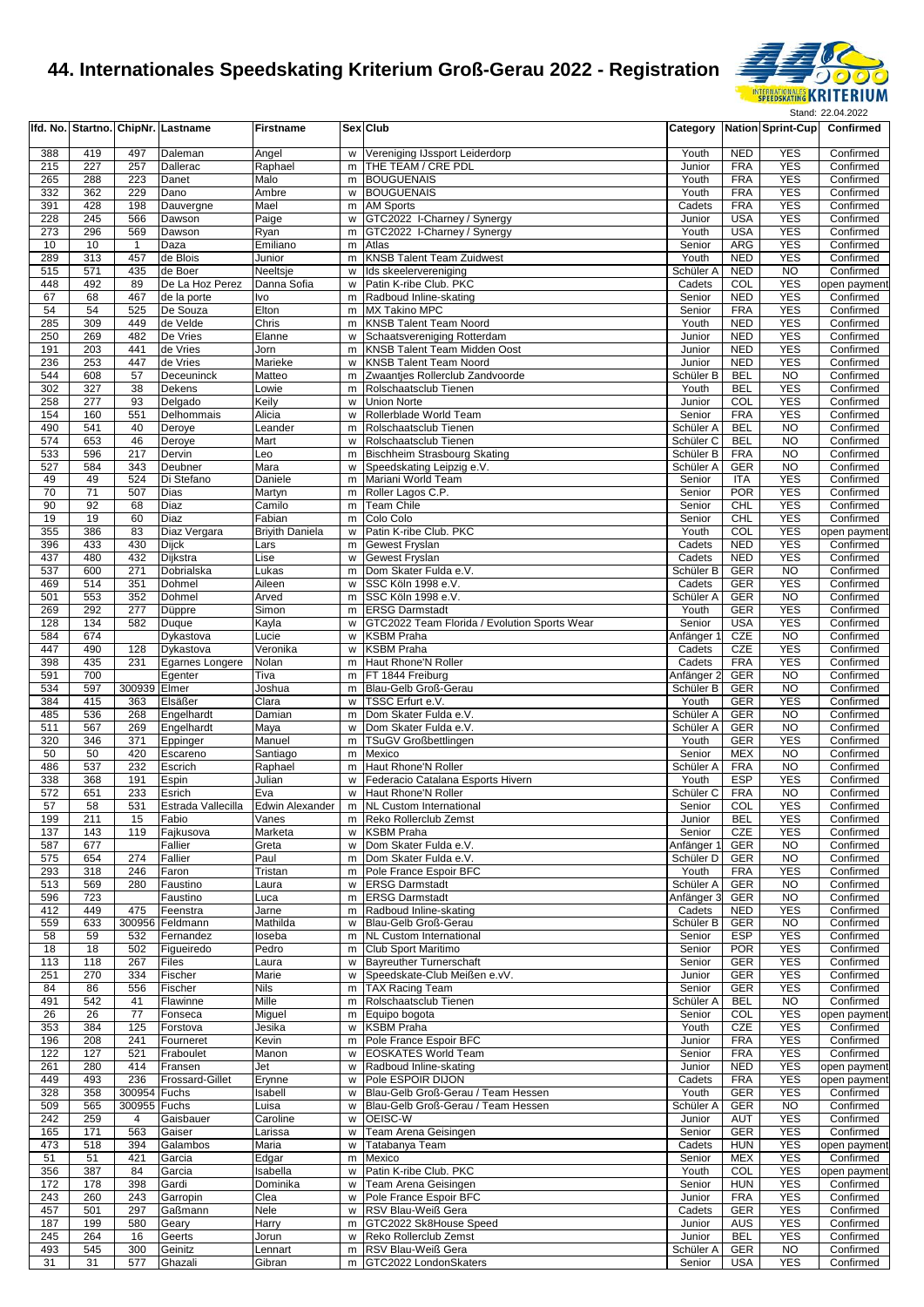# 44. Internationales Speedskating Kriterium Groß-Gerau 2022 - Registration

Stand: 22.04.2022

| lfd. No. | Startno. | ChipNr. | Lastname | Firstname | Sex | Club | Category | Nation | Sprint-Cup | Confirmed |
|---|---|---|---|---|---|---|---|---|---|---|
| 388 | 419 | 497 | Daleman | Angel | w | Vereniging IJssport Leiderdorp | Youth | NED | YES | Confirmed |
| 215 | 227 | 257 | Dallerac | Raphael | m | THE TEAM / CRE PDL | Junior | FRA | YES | Confirmed |
| 265 | 288 | 223 | Danet | Malo | m | BOUGUENAIS | Youth | FRA | YES | Confirmed |
| 332 | 362 | 229 | Dano | Ambre | w | BOUGUENAIS | Youth | FRA | YES | Confirmed |
| 391 | 428 | 198 | Dauvergne | Mael | m | AM Sports | Cadets | FRA | YES | Confirmed |
| 228 | 245 | 566 | Dawson | Paige | w | GTC2022 I-Charney / Synergy | Junior | USA | YES | Confirmed |
| 273 | 296 | 569 | Dawson | Ryan | m | GTC2022 I-Charney / Synergy | Youth | USA | YES | Confirmed |
| 10 | 10 | 1 | Daza | Emiliano | m | Atlas | Senior | ARG | YES | Confirmed |
| 289 | 313 | 457 | de Blois | Junior | m | KNSB Talent Team Zuidwest | Youth | NED | YES | Confirmed |
| 515 | 571 | 435 | de Boer | Neeltsje | w | Ids skeelervereniging | Schüler A | NED | NO | Confirmed |
| 448 | 492 | 89 | De La Hoz Perez | Danna Sofia | w | Patin K-ribe Club. PKC | Cadets | COL | YES | open payment |
| 67 | 68 | 467 | de la porte | Ivo | m | Radboud Inline-skating | Senior | NED | YES | Confirmed |
| 54 | 54 | 525 | De Souza | Elton | m | MX Takino MPC | Senior | FRA | YES | Confirmed |
| 285 | 309 | 449 | de Velde | Chris | m | KNSB Talent Team Noord | Youth | NED | YES | Confirmed |
| 250 | 269 | 482 | De Vries | Elanne | w | Schaatsvereniging Rotterdam | Junior | NED | YES | Confirmed |
| 191 | 203 | 441 | de Vries | Jorn | m | KNSB Talent Team Midden Oost | Junior | NED | YES | Confirmed |
| 236 | 253 | 447 | de Vries | Marieke | w | KNSB Talent Team Noord | Junior | NED | YES | Confirmed |
| 544 | 608 | 57 | Deceuninck | Matteo | m | Zwaantjes Rollerclub Zandvoorde | Schüler B | BEL | NO | Confirmed |
| 302 | 327 | 38 | Dekens | Lowie | m | Rolschaatsclub Tienen | Youth | BEL | YES | Confirmed |
| 258 | 277 | 93 | Delgado | Keily | w | Union Norte | Junior | COL | YES | Confirmed |
| 154 | 160 | 551 | Delhommais | Alicia | w | Rollerblade World Team | Senior | FRA | YES | Confirmed |
| 490 | 541 | 40 | Deroye | Leander | m | Rolschaatsclub Tienen | Schüler A | BEL | NO | Confirmed |
| 574 | 653 | 46 | Deroye | Mart | w | Rolschaatsclub Tienen | Schüler C | BEL | NO | Confirmed |
| 533 | 596 | 217 | Dervin | Leo | m | Bischheim Strasbourg Skating | Schüler B | FRA | NO | Confirmed |
| 527 | 584 | 343 | Deubner | Mara | w | Speedskating Leipzig e.V. | Schüler A | GER | NO | Confirmed |
| 49 | 49 | 524 | Di Stefano | Daniele | m | Mariani World Team | Senior | ITA | YES | Confirmed |
| 70 | 71 | 507 | Dias | Martyn | m | Roller Lagos C.P. | Senior | POR | YES | Confirmed |
| 90 | 92 | 68 | Diaz | Camilo | m | Team Chile | Senior | CHL | YES | Confirmed |
| 19 | 19 | 60 | Diaz | Fabian | m | Colo Colo | Senior | CHL | YES | Confirmed |
| 355 | 386 | 83 | Diaz Vergara | Briyith Daniela | w | Patin K-ribe Club. PKC | Youth | COL | YES | open payment |
| 396 | 433 | 430 | Dijck | Lars | m | Gewest Fryslan | Cadets | NED | YES | Confirmed |
| 437 | 480 | 432 | Dijkstra | Lise | w | Gewest Fryslan | Cadets | NED | YES | Confirmed |
| 537 | 600 | 271 | Dobrialska | Lukas | m | Dom Skater Fulda e.V. | Schüler B | GER | NO | Confirmed |
| 469 | 514 | 351 | Dohmel | Aileen | w | SSC Köln 1998 e.V. | Cadets | GER | YES | Confirmed |
| 501 | 553 | 352 | Dohmel | Arved | m | SSC Köln 1998 e.V. | Schüler A | GER | NO | Confirmed |
| 269 | 292 | 277 | Düppre | Simon | m | ERSG Darmstadt | Youth | GER | YES | Confirmed |
| 128 | 134 | 582 | Duque | Kayla | w | GTC2022 Team Florida / Evolution Sports Wear | Senior | USA | YES | Confirmed |
| 584 | 674 | | Dykastova | Lucie | w | KSBM Praha | Anfänger 1 | CZE | NO | Confirmed |
| 447 | 490 | 128 | Dykastova | Veronika | w | KSBM Praha | Cadets | CZE | YES | Confirmed |
| 398 | 435 | 231 | Egarnes Longere | Nolan | m | Haut Rhone'N Roller | Cadets | FRA | YES | Confirmed |
| 591 | 700 | | Egenter | Tiva | m | FT 1844 Freiburg | Anfänger 2 | GER | NO | Confirmed |
| 534 | 597 | 300939 | Elmer | Joshua | m | Blau-Gelb Groß-Gerau | Schüler B | GER | NO | Confirmed |
| 384 | 415 | 363 | Elsäßer | Clara | w | TSSC Erfurt e.V. | Youth | GER | YES | Confirmed |
| 485 | 536 | 268 | Engelhardt | Damian | m | Dom Skater Fulda e.V. | Schüler A | GER | NO | Confirmed |
| 511 | 567 | 269 | Engelhardt | Maya | w | Dom Skater Fulda e.V. | Schüler A | GER | NO | Confirmed |
| 320 | 346 | 371 | Eppinger | Manuel | m | TSuGV Großbettlingen | Youth | GER | YES | Confirmed |
| 50 | 50 | 420 | Escareno | Santiago | m | Mexico | Senior | MEX | NO | Confirmed |
| 486 | 537 | 232 | Escrich | Raphael | m | Haut Rhone'N Roller | Schüler A | FRA | NO | Confirmed |
| 338 | 368 | 191 | Espin | Julian | w | Federacio Catalana Esports Hivern | Youth | ESP | YES | Confirmed |
| 572 | 651 | 233 | Esrich | Eva | w | Haut Rhone'N Roller | Schüler C | FRA | NO | Confirmed |
| 57 | 58 | 531 | Estrada Vallecilla | Edwin Alexander | m | NL Custom International | Senior | COL | YES | Confirmed |
| 199 | 211 | 15 | Fabio | Vanes | m | Reko Rollerclub Zemst | Junior | BEL | YES | Confirmed |
| 137 | 143 | 119 | Fajkusova | Marketa | w | KSBM Praha | Senior | CZE | YES | Confirmed |
| 587 | 677 | | Fallier | Greta | w | Dom Skater Fulda e.V. | Anfänger 1 | GER | NO | Confirmed |
| 575 | 654 | 274 | Fallier | Paul | m | Dom Skater Fulda e.V. | Schüler D | GER | NO | Confirmed |
| 293 | 318 | 246 | Faron | Tristan | m | Pole France Espoir BFC | Youth | FRA | YES | Confirmed |
| 513 | 569 | 280 | Faustino | Laura | w | ERSG Darmstadt | Schüler A | GER | NO | Confirmed |
| 596 | 723 | | Faustino | Luca | m | ERSG Darmstadt | Anfänger 3 | GER | NO | Confirmed |
| 412 | 449 | 475 | Feenstra | Jarne | m | Radboud Inline-skating | Cadets | NED | YES | Confirmed |
| 559 | 633 | 300956 | Feldmann | Mathilda | w | Blau-Gelb Groß-Gerau | Schüler B | GER | NO | Confirmed |
| 58 | 59 | 532 | Fernandez | Ioseba | m | NL Custom International | Senior | ESP | YES | Confirmed |
| 18 | 18 | 502 | Figueiredo | Pedro | m | Club Sport Maritimo | Senior | POR | YES | Confirmed |
| 113 | 118 | 267 | Files | Laura | w | Bayreuther Turnerschaft | Senior | GER | YES | Confirmed |
| 251 | 270 | 334 | Fischer | Marie | w | Speedskate-Club Meißen e.vV. | Junior | GER | YES | Confirmed |
| 84 | 86 | 556 | Fischer | Nils | m | TAX Racing Team | Senior | GER | YES | Confirmed |
| 491 | 542 | 41 | Flawinne | Mille | m | Rolschaatsclub Tienen | Schüler A | BEL | NO | Confirmed |
| 26 | 26 | 77 | Fonseca | Miguel | m | Equipo bogota | Senior | COL | YES | open payment |
| 353 | 384 | 125 | Forstova | Jesika | w | KSBM Praha | Youth | CZE | YES | Confirmed |
| 196 | 208 | 241 | Fourneret | Kevin | m | Pole France Espoir BFC | Junior | FRA | YES | Confirmed |
| 122 | 127 | 521 | Fraboulet | Manon | w | EOSKATES World Team | Senior | FRA | YES | Confirmed |
| 261 | 280 | 414 | Fransen | Jet | w | Radboud Inline-skating | Junior | NED | YES | open payment |
| 449 | 493 | 236 | Frossard-Gillet | Erynne | w | Pole ESPOIR DIJON | Cadets | FRA | YES | open payment |
| 328 | 358 | 300954 | Fuchs | Isabell | w | Blau-Gelb Groß-Gerau / Team Hessen | Youth | GER | YES | Confirmed |
| 509 | 565 | 300955 | Fuchs | Luisa | w | Blau-Gelb Groß-Gerau / Team Hessen | Schüler A | GER | NO | Confirmed |
| 242 | 259 | 4 | Gaisbauer | Caroline | w | OEISC-W | Junior | AUT | YES | Confirmed |
| 165 | 171 | 563 | Gaiser | Larissa | w | Team Arena Geisingen | Senior | GER | YES | Confirmed |
| 473 | 518 | 394 | Galambos | Maria | w | Tatabanya Team | Cadets | HUN | YES | open payment |
| 51 | 51 | 421 | Garcia | Edgar | m | Mexico | Senior | MEX | YES | Confirmed |
| 356 | 387 | 84 | Garcia | Isabella | w | Patin K-ribe Club. PKC | Youth | COL | YES | open payment |
| 172 | 178 | 398 | Gardi | Dominika | w | Team Arena Geisingen | Senior | HUN | YES | Confirmed |
| 243 | 260 | 243 | Garropin | Clea | w | Pole France Espoir BFC | Junior | FRA | YES | Confirmed |
| 457 | 501 | 297 | Gaßmann | Nele | w | RSV Blau-Weiß Gera | Cadets | GER | YES | Confirmed |
| 187 | 199 | 580 | Geary | Harry | m | GTC2022 Sk8House Speed | Junior | AUS | YES | Confirmed |
| 245 | 264 | 16 | Geerts | Jorun | w | Reko Rollerclub Zemst | Junior | BEL | YES | Confirmed |
| 493 | 545 | 300 | Geinitz | Lennart | m | RSV Blau-Weiß Gera | Schüler A | GER | NO | Confirmed |
| 31 | 31 | 577 | Ghazali | Gibran | m | GTC2022 LondonSkaters | Senior | USA | YES | Confirmed |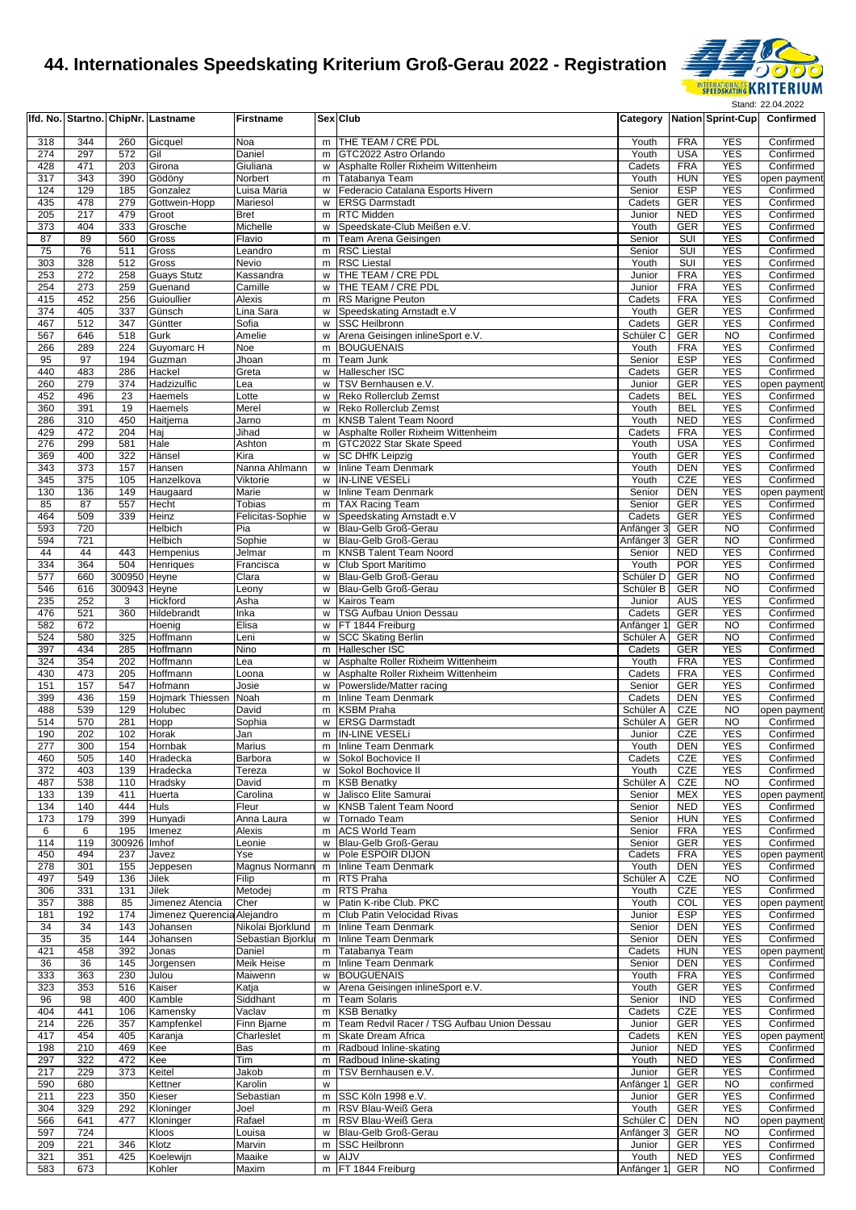# 44. Internationales Speedskating Kriterium Groß-Gerau 2022 - Registration

Stand: 22.04.2022

| lfd. No. | Startno. | ChipNr. | Lastname | Firstname | Sex | Club | Category | Nation | Sprint-Cup | Confirmed |
|---|---|---|---|---|---|---|---|---|---|---|
| 318 | 344 | 260 | Gicquel | Noa | m | THE TEAM / CRE PDL | Youth | FRA | YES | Confirmed |
| 274 | 297 | 572 | Gil | Daniel | m | GTC2022 Astro Orlando | Youth | USA | YES | Confirmed |
| 428 | 471 | 203 | Girona | Giuliana | w | Asphalte Roller Rixheim Wittenheim | Cadets | FRA | YES | Confirmed |
| 317 | 343 | 390 | Gödöny | Norbert | m | Tatabanya Team | Youth | HUN | YES | open payment |
| 124 | 129 | 185 | Gonzalez | Luisa Maria | w | Federacio Catalana Esports Hivern | Senior | ESP | YES | Confirmed |
| 435 | 478 | 279 | Gottwein-Hopp | Mariesol | w | ERSG Darmstadt | Cadets | GER | YES | Confirmed |
| 205 | 217 | 479 | Groot | Bret | m | RTC Midden | Junior | NED | YES | Confirmed |
| 373 | 404 | 333 | Grosche | Michelle | w | Speedskate-Club Meißen e.V. | Youth | GER | YES | Confirmed |
| 87 | 89 | 560 | Gross | Flavio | m | Team Arena Geisingen | Senior | SUI | YES | Confirmed |
| 75 | 76 | 511 | Gross | Leandro | m | RSC Liestal | Senior | SUI | YES | Confirmed |
| 303 | 328 | 512 | Gross | Nevio | m | RSC Liestal | Youth | SUI | YES | Confirmed |
| 253 | 272 | 258 | Guays Stutz | Kassandra | w | THE TEAM / CRE PDL | Junior | FRA | YES | Confirmed |
| 254 | 273 | 259 | Guenand | Camille | w | THE TEAM / CRE PDL | Junior | FRA | YES | Confirmed |
| 415 | 452 | 256 | Guioullier | Alexis | m | RS Marigne Peuton | Cadets | FRA | YES | Confirmed |
| 374 | 405 | 337 | Günsch | Lina Sara | w | Speedskating Arnstadt e.V | Youth | GER | YES | Confirmed |
| 467 | 512 | 347 | Güntter | Sofia | w | SSC Heilbronn | Cadets | GER | YES | Confirmed |
| 567 | 646 | 518 | Gurk | Amelie | w | Arena Geisingen inlineSport e.V. | Schüler C | GER | NO | Confirmed |
| 266 | 289 | 224 | Guyomarc H | Noe | m | BOUGUENAIS | Youth | FRA | YES | Confirmed |
| 95 | 97 | 194 | Guzman | Jhoan | m | Team Junk | Senior | ESP | YES | Confirmed |
| 440 | 483 | 286 | Hackel | Greta | w | Hallescher ISC | Cadets | GER | YES | Confirmed |
| 260 | 279 | 374 | Hadzizulfic | Lea | w | TSV Bernhausen e.V. | Junior | GER | YES | open payment |
| 452 | 496 | 23 | Haemels | Lotte | w | Reko Rollerclub Zemst | Cadets | BEL | YES | Confirmed |
| 360 | 391 | 19 | Haemels | Merel | w | Reko Rollerclub Zemst | Youth | BEL | YES | Confirmed |
| 286 | 310 | 450 | Haitjema | Jarno | m | KNSB Talent Team Noord | Youth | NED | YES | Confirmed |
| 429 | 472 | 204 | Haj | Jihad | w | Asphalte Roller Rixheim Wittenheim | Cadets | FRA | YES | Confirmed |
| 276 | 299 | 581 | Hale | Ashton | m | GTC2022 Star Skate Speed | Youth | USA | YES | Confirmed |
| 369 | 400 | 322 | Hänsel | Kira | w | SC DHfK Leipzig | Youth | GER | YES | Confirmed |
| 343 | 373 | 157 | Hansen | Nanna Ahlmann | w | Inline Team Denmark | Youth | DEN | YES | Confirmed |
| 345 | 375 | 105 | Hanzelkova | Viktorie | w | IN-LINE VESELi | Youth | CZE | YES | Confirmed |
| 130 | 136 | 149 | Haugaard | Marie | w | Inline Team Denmark | Senior | DEN | YES | open payment |
| 85 | 87 | 557 | Hecht | Tobias | m | TAX Racing Team | Senior | GER | YES | Confirmed |
| 464 | 509 | 339 | Heinz | Felicitas-Sophie | w | Speedskating Arnstadt e.V | Cadets | GER | YES | Confirmed |
| 593 | 720 | | Helbich | Pia | w | Blau-Gelb Groß-Gerau | Anfänger 3 | GER | NO | Confirmed |
| 594 | 721 | | Helbich | Sophie | w | Blau-Gelb Groß-Gerau | Anfänger 3 | GER | NO | Confirmed |
| 44 | 44 | 443 | Hempenius | Jelmar | m | KNSB Talent Team Noord | Senior | NED | YES | Confirmed |
| 334 | 364 | 504 | Henriques | Francisca | w | Club Sport Maritimo | Youth | POR | YES | Confirmed |
| 577 | 660 | 300950 | Heyne | Clara | w | Blau-Gelb Groß-Gerau | Schüler D | GER | NO | Confirmed |
| 546 | 616 | 300943 | Heyne | Leony | w | Blau-Gelb Groß-Gerau | Schüler B | GER | NO | Confirmed |
| 235 | 252 | 3 | Hickford | Asha | w | Kairos Team | Junior | AUS | YES | Confirmed |
| 476 | 521 | 360 | Hildebrandt | Inka | w | TSG Aufbau Union Dessau | Cadets | GER | YES | Confirmed |
| 582 | 672 | | Hoenig | Elisa | w | FT 1844 Freiburg | Anfänger 1 | GER | NO | Confirmed |
| 524 | 580 | 325 | Hoffmann | Leni | w | SCC Skating Berlin | Schüler A | GER | NO | Confirmed |
| 397 | 434 | 285 | Hoffmann | Nino | m | Hallescher ISC | Cadets | GER | YES | Confirmed |
| 324 | 354 | 202 | Hoffmann | Lea | w | Asphalte Roller Rixheim Wittenheim | Youth | FRA | YES | Confirmed |
| 430 | 473 | 205 | Hoffmann | Loona | w | Asphalte Roller Rixheim Wittenheim | Cadets | FRA | YES | Confirmed |
| 151 | 157 | 547 | Hofmann | Josie | w | Powerslide/Matter racing | Senior | GER | YES | Confirmed |
| 399 | 436 | 159 | Hojmark Thiessen | Noah | m | Inline Team Denmark | Cadets | DEN | YES | Confirmed |
| 488 | 539 | 129 | Holubec | David | m | KSBM Praha | Schüler A | CZE | NO | open payment |
| 514 | 570 | 281 | Hopp | Sophia | w | ERSG Darmstadt | Schüler A | GER | NO | Confirmed |
| 190 | 202 | 102 | Horak | Jan | m | IN-LINE VESELi | Junior | CZE | YES | Confirmed |
| 277 | 300 | 154 | Hornbak | Marius | m | Inline Team Denmark | Youth | DEN | YES | Confirmed |
| 460 | 505 | 140 | Hradecka | Barbora | w | Sokol Bochovice II | Cadets | CZE | YES | Confirmed |
| 372 | 403 | 139 | Hradecka | Tereza | w | Sokol Bochovice II | Youth | CZE | YES | Confirmed |
| 487 | 538 | 110 | Hradsky | David | m | KSB Benatky | Schüler A | CZE | NO | Confirmed |
| 133 | 139 | 411 | Huerta | Carolina | w | Jalisco Elite Samurai | Senior | MEX | YES | open payment |
| 134 | 140 | 444 | Huls | Fleur | w | KNSB Talent Team Noord | Senior | NED | YES | Confirmed |
| 173 | 179 | 399 | Hunyadi | Anna Laura | w | Tornado Team | Senior | HUN | YES | Confirmed |
| 6 | 6 | 195 | Imenez | Alexis | m | ACS World Team | Senior | FRA | YES | Confirmed |
| 114 | 119 | 300926 | Imhof | Leonie | w | Blau-Gelb Groß-Gerau | Senior | GER | YES | Confirmed |
| 450 | 494 | 237 | Javez | Yse | w | Pole ESPOIR DIJON | Cadets | FRA | YES | open payment |
| 278 | 301 | 155 | Jeppesen | Magnus Normann | m | Inline Team Denmark | Youth | DEN | YES | Confirmed |
| 497 | 549 | 136 | Jilek | Filip | m | RTS Praha | Schüler A | CZE | NO | Confirmed |
| 306 | 331 | 131 | Jilek | Metodej | m | RTS Praha | Youth | CZE | YES | Confirmed |
| 357 | 388 | 85 | Jimenez Atencia | Cher | w | Patin K-ribe Club. PKC | Youth | COL | YES | open payment |
| 181 | 192 | 174 | Jimenez Querencia | Alejandro | m | Club Patin Velocidad Rivas | Junior | ESP | YES | Confirmed |
| 34 | 34 | 143 | Johansen | Nikolai Bjorklund | m | Inline Team Denmark | Senior | DEN | YES | Confirmed |
| 35 | 35 | 144 | Johansen | Sebastian Bjorklu | m | Inline Team Denmark | Senior | DEN | YES | Confirmed |
| 421 | 458 | 392 | Jonas | Daniel | m | Tatabanya Team | Cadets | HUN | YES | open payment |
| 36 | 36 | 145 | Jorgensen | Meik Heise | m | Inline Team Denmark | Senior | DEN | YES | Confirmed |
| 333 | 363 | 230 | Julou | Maiwenn | w | BOUGUENAIS | Youth | FRA | YES | Confirmed |
| 323 | 353 | 516 | Kaiser | Katja | w | Arena Geisingen inlineSport e.V. | Youth | GER | YES | Confirmed |
| 96 | 98 | 400 | Kamble | Siddhant | m | Team Solaris | Senior | IND | YES | Confirmed |
| 404 | 441 | 106 | Kamensky | Vaclav | m | KSB Benatky | Cadets | CZE | YES | Confirmed |
| 214 | 226 | 357 | Kampfenkel | Finn Bjarne | m | Team Redvil Racer / TSG Aufbau Union Dessau | Junior | GER | YES | Confirmed |
| 417 | 454 | 405 | Karanja | Charleslet | m | Skate Dream Africa | Cadets | KEN | YES | open payment |
| 198 | 210 | 469 | Kee | Bas | m | Radboud Inline-skating | Junior | NED | YES | Confirmed |
| 297 | 322 | 472 | Kee | Tim | m | Radboud Inline-skating | Youth | NED | YES | Confirmed |
| 217 | 229 | 373 | Keitel | Jakob | m | TSV Bernhausen e.V. | Junior | GER | YES | Confirmed |
| 590 | 680 | | Kettner | Karolin | w | | Anfänger 1 | GER | NO | confirmed |
| 211 | 223 | 350 | Kieser | Sebastian | m | SSC Köln 1998 e.V. | Junior | GER | YES | Confirmed |
| 304 | 329 | 292 | Kloninger | Joel | m | RSV Blau-Weiß Gera | Youth | GER | YES | Confirmed |
| 566 | 641 | 477 | Kloninger | Rafael | m | RSV Blau-Weiß Gera | Schüler C | DEN | NO | open payment |
| 597 | 724 | | Kloos | Louisa | w | Blau-Gelb Groß-Gerau | Anfänger 3 | GER | NO | Confirmed |
| 209 | 221 | 346 | Klotz | Marvin | m | SSC Heilbronn | Junior | GER | YES | Confirmed |
| 321 | 351 | 425 | Koelewijn | Maaike | w | AIJV | Youth | NED | YES | Confirmed |
| 583 | 673 | | Kohler | Maxim | m | FT 1844 Freiburg | Anfänger 1 | GER | NO | Confirmed |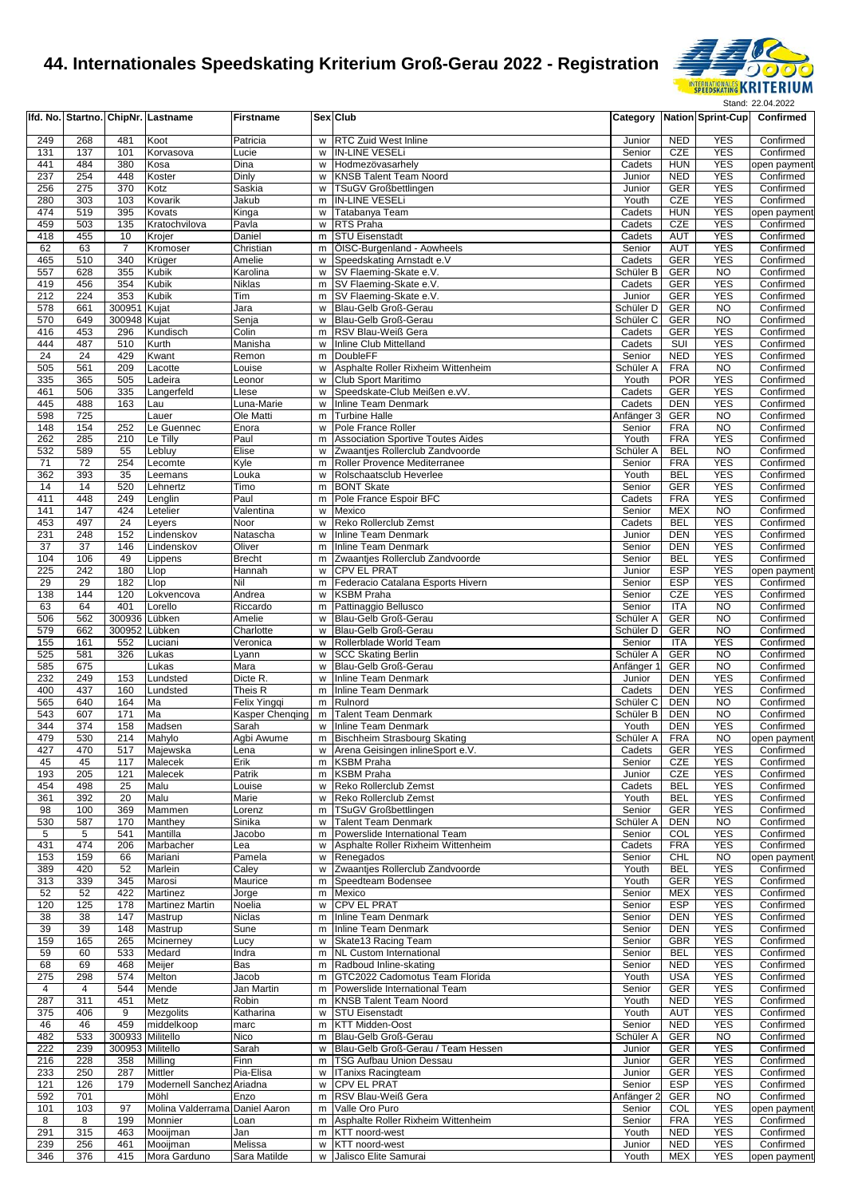# 44. Internationales Speedskating Kriterium Groß-Gerau 2022 - Registration

Stand: 22.04.2022

| lfd. No. | Startno. | ChipNr. | Lastname | Firstname | Sex | Club | Category | Nation | Sprint-Cup | Confirmed |
|---|---|---|---|---|---|---|---|---|---|---|
| 249 | 268 | 481 | Koot | Patricia | w | RTC Zuid West Inline | Junior | NED | YES | Confirmed |
| 131 | 137 | 101 | Korvasova | Lucie | w | IN-LINE VESELi | Senior | CZE | YES | Confirmed |
| 441 | 484 | 380 | Kosa | Dina | w | Hodmezövasarhely | Cadets | HUN | YES | open payment |
| 237 | 254 | 448 | Koster | Dinly | w | KNSB Talent Team Noord | Junior | NED | YES | Confirmed |
| 256 | 275 | 370 | Kotz | Saskia | w | TSuGV Großbettlingen | Junior | GER | YES | Confirmed |
| 280 | 303 | 103 | Kovarik | Jakub | m | IN-LINE VESELi | Youth | CZE | YES | Confirmed |
| 474 | 519 | 395 | Kovats | Kinga | w | Tatabanya Team | Cadets | HUN | YES | open payment |
| 459 | 503 | 135 | Kratochvilova | Pavla | w | RTS Praha | Cadets | CZE | YES | Confirmed |
| 418 | 455 | 10 | Krojer | Daniel | m | STU Eisenstadt | Cadets | AUT | YES | Confirmed |
| 62 | 63 | 7 | Kromoser | Christian | m | ÖISC-Burgenland - Aowheels | Senior | AUT | YES | Confirmed |
| 465 | 510 | 340 | Krüger | Amelie | w | Speedskating Arnstadt e.V | Cadets | GER | YES | Confirmed |
| 557 | 628 | 355 | Kubik | Karolina | w | SV Flaeming-Skate e.V. | Schüler B | GER | NO | Confirmed |
| 419 | 456 | 354 | Kubik | Niklas | m | SV Flaeming-Skate e.V. | Cadets | GER | YES | Confirmed |
| 212 | 224 | 353 | Kubik | Tim | m | SV Flaeming-Skate e.V. | Junior | GER | YES | Confirmed |
| 578 | 661 | 300951 | Kujat | Jara | w | Blau-Gelb Groß-Gerau | Schüler D | GER | NO | Confirmed |
| 570 | 649 | 300948 | Kujat | Senja | w | Blau-Gelb Groß-Gerau | Schüler C | GER | NO | Confirmed |
| 416 | 453 | 296 | Kundisch | Colin | m | RSV Blau-Weiß Gera | Cadets | GER | YES | Confirmed |
| 444 | 487 | 510 | Kurth | Manisha | w | Inline Club Mittelland | Cadets | SUI | YES | Confirmed |
| 24 | 24 | 429 | Kwant | Remon | m | DoubleFF | Senior | NED | YES | Confirmed |
| 505 | 561 | 209 | Lacotte | Louise | w | Asphalte Roller Rixheim Wittenheim | Schüler A | FRA | NO | Confirmed |
| 335 | 365 | 505 | Ladeira | Leonor | w | Club Sport Maritimo | Youth | POR | YES | Confirmed |
| 461 | 506 | 335 | Langerfeld | Liese | w | Speedskate-Club Meißen e.vV. | Cadets | GER | YES | Confirmed |
| 445 | 488 | 163 | Lau | Luna-Marie | w | Inline Team Denmark | Cadets | DEN | YES | Confirmed |
| 598 | 725 | | Lauer | Ole Matti | m | Turbine Halle | Anfänger 3 | GER | NO | Confirmed |
| 148 | 154 | 252 | Le Guennec | Enora | w | Pole France Roller | Senior | FRA | NO | Confirmed |
| 262 | 285 | 210 | Le Tilly | Paul | m | Association Sportive Toutes Aides | Youth | FRA | YES | Confirmed |
| 532 | 589 | 55 | Lebluy | Elise | w | Zwaantjes Rollerclub Zandvoorde | Schüler A | BEL | NO | Confirmed |
| 71 | 72 | 254 | Lecomte | Kyle | m | Roller Provence Mediterranee | Senior | FRA | YES | Confirmed |
| 362 | 393 | 35 | Leemans | Louka | w | Rolschaatsclub Heverlee | Youth | BEL | YES | Confirmed |
| 14 | 14 | 520 | Lehnertz | Timo | m | BONT Skate | Senior | GER | YES | Confirmed |
| 411 | 448 | 249 | Lenglin | Paul | m | Pole France Espoir BFC | Cadets | FRA | YES | Confirmed |
| 141 | 147 | 424 | Letelier | Valentina | w | Mexico | Senior | MEX | NO | Confirmed |
| 453 | 497 | 24 | Leyers | Noor | w | Reko Rollerclub Zemst | Cadets | BEL | YES | Confirmed |
| 231 | 248 | 152 | Lindenskov | Natascha | w | Inline Team Denmark | Junior | DEN | YES | Confirmed |
| 37 | 37 | 146 | Lindenskov | Oliver | m | Inline Team Denmark | Senior | DEN | YES | Confirmed |
| 104 | 106 | 49 | Lippens | Brecht | m | Zwaantjes Rollerclub Zandvoorde | Senior | BEL | YES | Confirmed |
| 225 | 242 | 180 | Llop | Hannah | w | CPV EL PRAT | Junior | ESP | YES | open payment |
| 29 | 29 | 182 | Llop | Nil | m | Federacio Catalana Esports Hivern | Senior | ESP | YES | Confirmed |
| 138 | 144 | 120 | Lokvencova | Andrea | w | KSBM Praha | Senior | CZE | YES | Confirmed |
| 63 | 64 | 401 | Lorello | Riccardo | m | Pattinaggio Bellusco | Senior | ITA | NO | Confirmed |
| 506 | 562 | 300936 | Lübken | Amelie | w | Blau-Gelb Groß-Gerau | Schüler A | GER | NO | Confirmed |
| 579 | 662 | 300952 | Lübken | Charlotte | w | Blau-Gelb Groß-Gerau | Schüler D | GER | NO | Confirmed |
| 155 | 161 | 552 | Luciani | Veronica | w | Rollerblade World Team | Senior | ITA | YES | Confirmed |
| 525 | 581 | 326 | Lukas | Lyann | w | SCC Skating Berlin | Schüler A | GER | NO | Confirmed |
| 585 | 675 | | Lukas | Mara | w | Blau-Gelb Groß-Gerau | Anfänger 1 | GER | NO | Confirmed |
| 232 | 249 | 153 | Lundsted | Dicte R. | w | Inline Team Denmark | Junior | DEN | YES | Confirmed |
| 400 | 437 | 160 | Lundsted | Theis R | m | Inline Team Denmark | Cadets | DEN | YES | Confirmed |
| 565 | 640 | 164 | Ma | Felix Yingqi | m | Rulnord | Schüler C | DEN | NO | Confirmed |
| 543 | 607 | 171 | Ma | Kasper Chenqing | m | Talent Team Denmark | Schüler B | DEN | NO | Confirmed |
| 344 | 374 | 158 | Madsen | Sarah | w | Inline Team Denmark | Youth | DEN | YES | Confirmed |
| 479 | 530 | 214 | Mahylo | Agbi Awume | m | Bischheim Strasbourg Skating | Schüler A | FRA | NO | open payment |
| 427 | 470 | 517 | Majewska | Lena | w | Arena Geisingen inlineSport e.V. | Cadets | GER | YES | Confirmed |
| 45 | 45 | 117 | Malecek | Erik | m | KSBM Praha | Senior | CZE | YES | Confirmed |
| 193 | 205 | 121 | Malecek | Patrik | m | KSBM Praha | Junior | CZE | YES | Confirmed |
| 454 | 498 | 25 | Malu | Louise | w | Reko Rollerclub Zemst | Cadets | BEL | YES | Confirmed |
| 361 | 392 | 20 | Malu | Marie | w | Reko Rollerclub Zemst | Youth | BEL | YES | Confirmed |
| 98 | 100 | 369 | Mammen | Lorenz | m | TSuGV Großbettlingen | Senior | GER | YES | Confirmed |
| 530 | 587 | 170 | Manthey | Sinika | w | Talent Team Denmark | Schüler A | DEN | NO | Confirmed |
| 5 | 5 | 541 | Mantilla | Jacobo | m | Powerslide International Team | Senior | COL | YES | Confirmed |
| 431 | 474 | 206 | Marbacher | Lea | w | Asphalte Roller Rixheim Wittenheim | Cadets | FRA | YES | Confirmed |
| 153 | 159 | 66 | Mariani | Pamela | w | Renegados | Senior | CHL | NO | open payment |
| 389 | 420 | 52 | Marlein | Caley | w | Zwaantjes Rollerclub Zandvoorde | Youth | BEL | YES | Confirmed |
| 313 | 339 | 345 | Marosi | Maurice | m | Speedteam Bodensee | Youth | GER | YES | Confirmed |
| 52 | 52 | 422 | Martinez | Jorge | m | Mexico | Senior | MEX | YES | Confirmed |
| 120 | 125 | 178 | Martinez Martin | Noelia | w | CPV EL PRAT | Senior | ESP | YES | Confirmed |
| 38 | 38 | 147 | Mastrup | Niclas | m | Inline Team Denmark | Senior | DEN | YES | Confirmed |
| 39 | 39 | 148 | Mastrup | Sune | m | Inline Team Denmark | Senior | DEN | YES | Confirmed |
| 159 | 165 | 265 | Mcinerney | Lucy | w | Skate13 Racing Team | Senior | GBR | YES | Confirmed |
| 59 | 60 | 533 | Medard | Indra | m | NL Custom International | Senior | BEL | YES | Confirmed |
| 68 | 69 | 468 | Meijer | Bas | m | Radboud Inline-skating | Senior | NED | YES | Confirmed |
| 275 | 298 | 574 | Melton | Jacob | m | GTC2022 Cadomotus Team Florida | Youth | USA | YES | Confirmed |
| 4 | 4 | 544 | Mende | Jan Martin | m | Powerslide International Team | Senior | GER | YES | Confirmed |
| 287 | 311 | 451 | Metz | Robin | m | KNSB Talent Team Noord | Youth | NED | YES | Confirmed |
| 375 | 406 | 9 | Mezgolits | Katharina | w | STU Eisenstadt | Youth | AUT | YES | Confirmed |
| 46 | 46 | 459 | middelkoop | marc | m | KTT Midden-Oost | Senior | NED | YES | Confirmed |
| 482 | 533 | 300933 | Militello | Nico | m | Blau-Gelb Groß-Gerau | Schüler A | GER | NO | Confirmed |
| 222 | 239 | 300953 | Militello | Sarah | w | Blau-Gelb Groß-Gerau / Team Hessen | Junior | GER | YES | Confirmed |
| 216 | 228 | 358 | Milling | Finn | m | TSG Aufbau Union Dessau | Junior | GER | YES | Confirmed |
| 233 | 250 | 287 | Mittler | Pia-Elisa | w | ITanixs Racingteam | Junior | GER | YES | Confirmed |
| 121 | 126 | 179 | Modernell Sanchez | Ariadna | w | CPV EL PRAT | Senior | ESP | YES | Confirmed |
| 592 | 701 | | Möhl | Enzo | m | RSV Blau-Weiß Gera | Anfänger 2 | GER | NO | Confirmed |
| 101 | 103 | 97 | Molina Valderrama | Daniel Aaron | m | Valle Oro Puro | Senior | COL | YES | open payment |
| 8 | 8 | 199 | Monnier | Loan | m | Asphalte Roller Rixheim Wittenheim | Senior | FRA | YES | Confirmed |
| 291 | 315 | 463 | Mooijman | Jan | m | KTT noord-west | Youth | NED | YES | Confirmed |
| 239 | 256 | 461 | Mooijman | Melissa | w | KTT noord-west | Junior | NED | YES | Confirmed |
| 346 | 376 | 415 | Mora Garduno | Sara Matilde | w | Jalisco Elite Samurai | Youth | MEX | YES | open payment |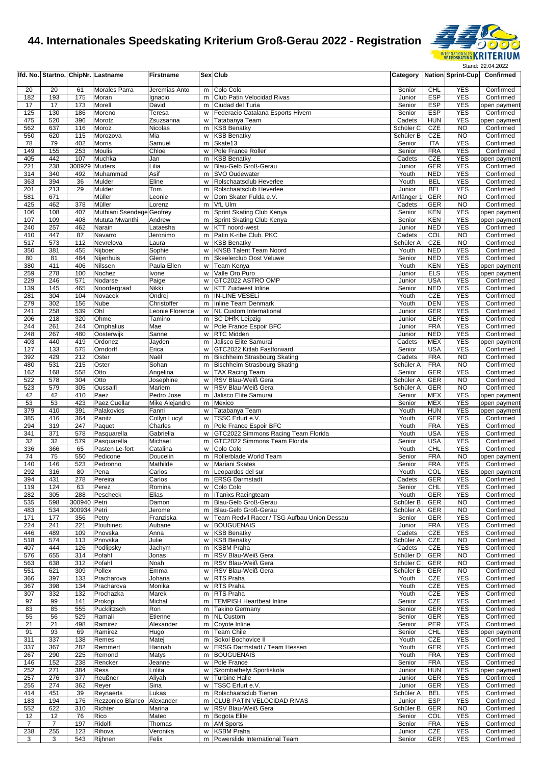# 44. Internationales Speedskating Kriterium Groß-Gerau 2022 - Registration

Stand: 22.04.2022

| lfd. No. | Startno. | ChipNr. | Lastname | Firstname | Sex | Club | Category | Nation | Sprint-Cup | Confirmed |
|---|---|---|---|---|---|---|---|---|---|---|
| 20 | 20 | 61 | Morales Parra | Jeremias Anto | m | Colo Colo | Senior | CHL | YES | Confirmed |
| 182 | 193 | 175 | Moran | Ignacio | m | Club Patin Velocidad Rivas | Junior | ESP | YES | Confirmed |
| 17 | 17 | 173 | Morell | David | m | Ciudad del Turia | Senior | ESP | YES | open payment |
| 125 | 130 | 186 | Moreno | Teresa | w | Federacio Catalana Esports Hivern | Senior | ESP | YES | Confirmed |
| 475 | 520 | 396 | Morotz | Zsuzsanna | w | Tatabanya Team | Cadets | HUN | YES | open payment |
| 562 | 637 | 116 | Moroz | Nicolas | m | KSB Benatky | Schüler C | CZE | NO | Confirmed |
| 550 | 620 | 115 | Morozova | Mia | w | KSB Benatky | Schüler B | CZE | NO | Confirmed |
| 78 | 79 | 402 | Morris | Samuel | m | Skate13 | Senior | ITA | YES | Confirmed |
| 149 | 155 | 253 | Moulis | Chloe | w | Pole France Roller | Senior | FRA | YES | Confirmed |
| 405 | 442 | 107 | Muchka | Jan | m | KSB Benatky | Cadets | CZE | YES | open payment |
| 221 | 238 | 300929 | Muders | Lilia | w | Blau-Gelb Groß-Gerau | Junior | GER | YES | Confirmed |
| 314 | 340 | 492 | Muhammad | Asif | m | SVO Oudewater | Youth | NED | YES | Confirmed |
| 363 | 394 | 36 | Mulder | Eline | w | Rolschaatsclub Heverlee | Youth | BEL | YES | Confirmed |
| 201 | 213 | 29 | Mulder | Tom | m | Rolschaatsclub Heverlee | Junior | BEL | YES | Confirmed |
| 581 | 671 | | Müller | Leonie | w | Dom Skater Fulda e.V. | Anfänger 1 | GER | NO | Confirmed |
| 425 | 462 | 378 | Müller | Lorenz | m | VfL Ulm | Cadets | GER | NO | Confirmed |
| 106 | 108 | 407 | Muthiani Ssendege | Geofrey | m | Sprint Skating Club Kenya | Senior | KEN | YES | open payment |
| 107 | 109 | 408 | Mututa Mwanthi | Andrew | m | Sprint Skating Club Kenya | Senior | KEN | YES | open payment |
| 240 | 257 | 462 | Narain | Lataesha | w | KTT noord-west | Junior | NED | YES | Confirmed |
| 410 | 447 | 87 | Navarro | Jeronimo | m | Patin K-ribe Club. PKC | Cadets | COL | NO | Confirmed |
| 517 | 573 | 112 | Nevrelova | Laura | w | KSB Benatky | Schüler A | CZE | NO | Confirmed |
| 350 | 381 | 455 | Nijboer | Sophie | w | KNSB Talent Team Noord | Youth | NED | YES | Confirmed |
| 80 | 81 | 484 | Nijenhuis | Glenn | m | Skeelerclub Oost Veluwe | Senior | NED | YES | Confirmed |
| 380 | 411 | 406 | Nilssen | Paula Ellen | w | Team Kenya | Youth | KEN | YES | open payment |
| 259 | 278 | 100 | Nochez | Ivone | w | Valle Oro Puro | Junior | ELS | YES | open payment |
| 229 | 246 | 571 | Nodarse | Paige | w | GTC2022 ASTRO OMP | Junior | USA | YES | Confirmed |
| 139 | 145 | 465 | Noordergraaf | Nikki | w | KTT Zuidwest Inline | Senior | NED | YES | Confirmed |
| 281 | 304 | 104 | Novacek | Ondrej | m | IN-LINE VESELi | Youth | CZE | YES | Confirmed |
| 279 | 302 | 156 | Nube | Christoffer | m | Inline Team Denmark | Youth | DEN | YES | Confirmed |
| 241 | 258 | 539 | Ohl | Leonie Florence | w | NL Custom International | Junior | GER | YES | Confirmed |
| 206 | 218 | 320 | Ohme | Tamino | m | SC DHfK Leipzig | Junior | GER | YES | Confirmed |
| 244 | 261 | 244 | Omphalius | Mae | w | Pole France Espoir BFC | Junior | FRA | YES | Confirmed |
| 248 | 267 | 480 | Oosterwijk | Sanne | w | RTC Midden | Junior | NED | YES | Confirmed |
| 403 | 440 | 419 | Ordonez | Jayden | m | Jalisco Elite Samurai | Cadets | MEX | YES | open payment |
| 127 | 133 | 575 | Orndorff | Erica | w | GTC2022 Kitlab Fastforward | Senior | USA | YES | Confirmed |
| 392 | 429 | 212 | Oster | Naël | m | Bischheim Strasbourg Skating | Cadets | FRA | NO | Confirmed |
| 480 | 531 | 215 | Oster | Sohan | m | Bischheim Strasbourg Skating | Schüler A | FRA | NO | Confirmed |
| 162 | 168 | 558 | Otto | Angelina | w | TAX Racing Team | Senior | GER | YES | Confirmed |
| 522 | 578 | 304 | Otto | Josephine | w | RSV Blau-Weiß Gera | Schüler A | GER | NO | Confirmed |
| 523 | 579 | 305 | Oussaifi | Mariem | w | RSV Blau-Weiß Gera | Schüler A | GER | NO | Confirmed |
| 42 | 42 | 410 | Paez | Pedro Jose | m | Jalisco Elite Samurai | Senior | MEX | YES | open payment |
| 53 | 53 | 423 | Paez Cuellar | Mike Alejandro | m | Mexico | Senior | MEX | YES | open payment |
| 379 | 410 | 391 | Palakovics | Fanni | w | Tatabanya Team | Youth | HUN | YES | open payment |
| 385 | 416 | 364 | Panitz | Collyn Lucyl | w | TSSC Erfurt e.V. | Youth | GER | YES | Confirmed |
| 294 | 319 | 247 | Paquet | Charles | m | Pole France Espoir BFC | Youth | FRA | YES | Confirmed |
| 341 | 371 | 578 | Pasquarella | Gabriella | w | GTC2022 Simmons Racing Team Florida | Youth | USA | YES | Confirmed |
| 32 | 32 | 579 | Pasquarella | Michael | m | GTC2022 Simmons Team Florida | Senior | USA | YES | Confirmed |
| 336 | 366 | 65 | Pasten Le-fort | Catalina | w | Colo Colo | Youth | CHL | YES | Confirmed |
| 74 | 75 | 550 | Pedicone | Doucelin | m | Rollerblade World Team | Senior | FRA | NO | open payment |
| 140 | 146 | 523 | Pedronno | Mathilde | w | Mariani Skates | Senior | FRA | YES | Confirmed |
| 292 | 316 | 80 | Pena | Carlos | m | Leopardos del sur | Youth | COL | YES | open payment |
| 394 | 431 | 278 | Pereira | Carlos | m | ERSG Darmstadt | Cadets | GER | YES | Confirmed |
| 119 | 124 | 63 | Perez | Romina | w | Colo Colo | Senior | CHL | YES | Confirmed |
| 282 | 305 | 288 | Pescheck | Elias | m | ITanixs Racingteam | Youth | GER | YES | Confirmed |
| 535 | 598 | 300940 | Petri | Damon | m | Blau-Gelb Groß-Gerau | Schüler B | GER | NO | Confirmed |
| 483 | 534 | 300934 | Petri | Jerome | m | Blau-Gelb Groß-Gerau | Schüler A | GER | NO | Confirmed |
| 171 | 177 | 356 | Petry | Franziska | w | Team Redvil Racer / TSG Aufbau Union Dessau | Senior | GER | YES | Confirmed |
| 224 | 241 | 221 | Plouhinec | Aubane | w | BOUGUENAIS | Junior | FRA | YES | Confirmed |
| 446 | 489 | 109 | Pnovska | Anna | w | KSB Benatky | Cadets | CZE | YES | Confirmed |
| 518 | 574 | 113 | Pnovska | Julie | w | KSB Benatky | Schüler A | CZE | NO | Confirmed |
| 407 | 444 | 126 | Podlipsky | Jachym | m | KSBM Praha | Cadets | CZE | YES | Confirmed |
| 576 | 655 | 314 | Pofahl | Jonas | m | RSV Blau-Weiß Gera | Schüler D | GER | NO | Confirmed |
| 563 | 638 | 312 | Pofahl | Noah | m | RSV Blau-Weiß Gera | Schüler C | GER | NO | Confirmed |
| 551 | 621 | 309 | Pollex | Emma | w | RSV Blau-Weiß Gera | Schüler B | GER | NO | Confirmed |
| 366 | 397 | 133 | Pracharova | Johana | w | RTS Praha | Youth | CZE | YES | Confirmed |
| 367 | 398 | 134 | Pracharova | Monika | w | RTS Praha | Youth | CZE | YES | Confirmed |
| 307 | 332 | 132 | Prochazka | Marek | m | RTS Praha | Youth | CZE | YES | Confirmed |
| 97 | 99 | 141 | Prokop | Michal | m | TEMPISH Heartbeat Inline | Senior | CZE | YES | Confirmed |
| 83 | 85 | 555 | Pucklitzsch | Ron | m | Takino Germany | Senior | GER | YES | Confirmed |
| 55 | 56 | 529 | Ramali | Etienne | m | NL Custom | Senior | GER | YES | Confirmed |
| 21 | 21 | 498 | Ramirez | Alexander | m | Coyote Inline | Senior | PER | YES | Confirmed |
| 91 | 93 | 69 | Ramirez | Hugo | m | Team Chile | Senior | CHL | YES | open payment |
| 311 | 337 | 138 | Remes | Matej | m | Sokol Bochovice II | Youth | CZE | YES | Confirmed |
| 337 | 367 | 282 | Remmert | Hannah | w | ERSG Darmstadt / Team Hessen | Youth | GER | YES | Confirmed |
| 267 | 290 | 225 | Remond | Matys | m | BOUGUENAIS | Youth | FRA | YES | Confirmed |
| 146 | 152 | 238 | Rencker | Jeanne | w | Pole France | Senior | FRA | YES | Confirmed |
| 252 | 271 | 384 | Ress | Lolita | w | Szombathelyi Sportiskola | Junior | HUN | YES | open payment |
| 257 | 276 | 377 | Reußner | Aliyah | w | Turbine Halle | Junior | GER | YES | Confirmed |
| 255 | 274 | 362 | Reyer | Sina | w | TSSC Erfurt e.V. | Junior | GER | YES | Confirmed |
| 414 | 451 | 39 | Reynaerts | Lukas | m | Rolschaatsclub Tienen | Schüler A | BEL | YES | Confirmed |
| 183 | 194 | 176 | Rezzonico Blanco | Alexander | m | CLUB PATIN VELOCIDAD RIVAS | Junior | ESP | YES | Confirmed |
| 552 | 622 | 310 | Richter | Marina | w | RSV Blau-Weiß Gera | Schüler B | GER | NO | Confirmed |
| 12 | 12 | 76 | Rico | Mateo | m | Bogota Elite | Senior | COL | YES | Confirmed |
| 7 | 7 | 197 | Ridolfi | Thomas | m | AM Sports | Senior | FRA | YES | Confirmed |
| 238 | 255 | 123 | Rihova | Veronika | w | KSBM Praha | Junior | CZE | YES | Confirmed |
| 3 | 3 | 543 | Rijhnen | Felix | m | Powerslide International Team | Senior | GER | YES | Confirmed |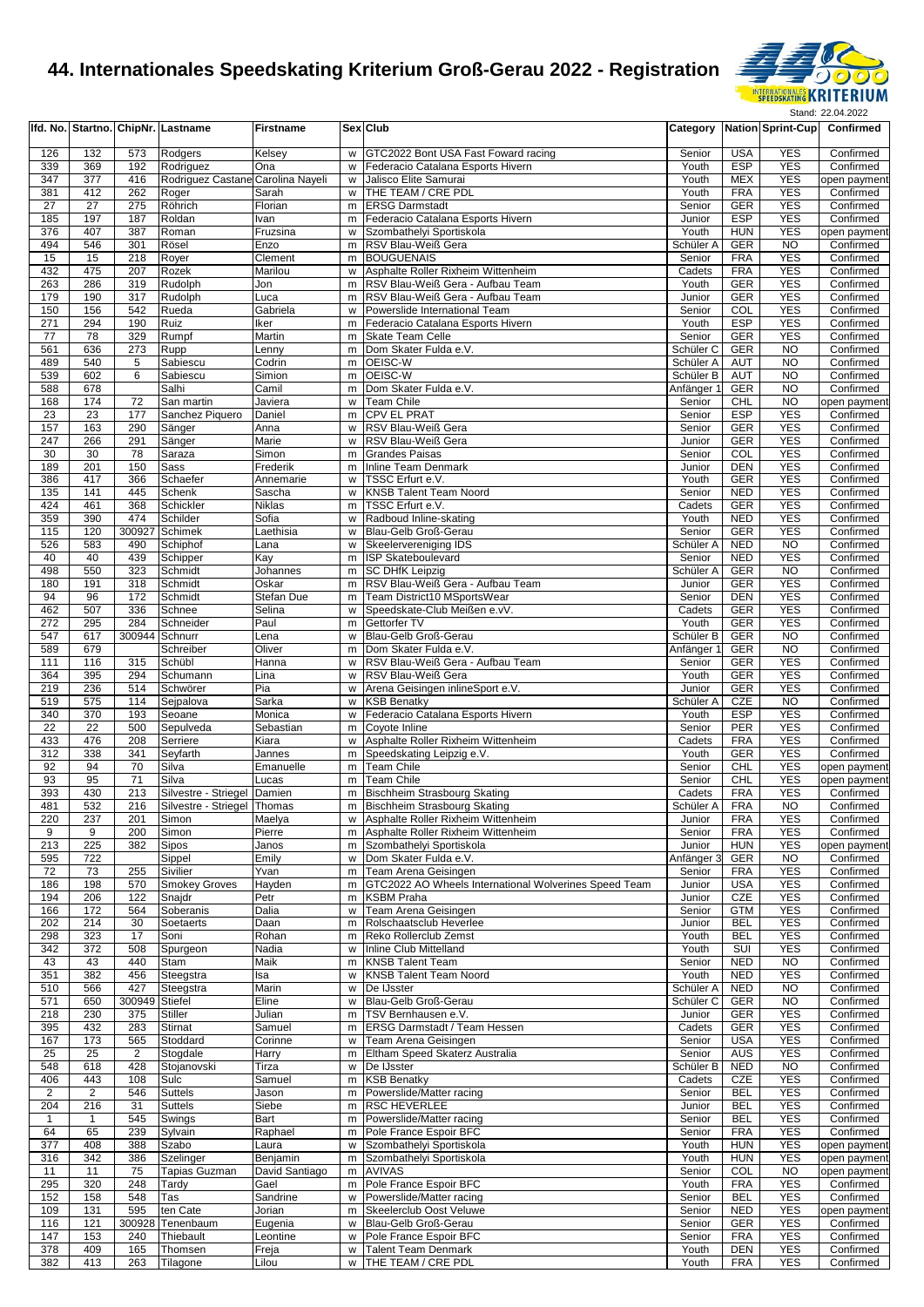# 44. Internationales Speedskating Kriterium Groß-Gerau 2022 - Registration

Stand: 22.04.2022

| lfd. No. | Startno. | ChipNr. | Lastname | Firstname | Sex | Club | Category | Nation | Sprint-Cup | Confirmed |
|---|---|---|---|---|---|---|---|---|---|---|
| 126 | 132 | 573 | Rodgers | Kelsey | w | GTC2022 Bont USA Fast Foward racing | Senior | USA | YES | Confirmed |
| 339 | 369 | 192 | Rodriguez | Ona | w | Federacio Catalana Esports Hivern | Youth | ESP | YES | Confirmed |
| 347 | 377 | 416 | Rodriguez Castane | Carolina Nayeli | w | Jalisco Elite Samurai | Youth | MEX | YES | open payment |
| 381 | 412 | 262 | Roger | Sarah | w | THE TEAM / CRE PDL | Youth | FRA | YES | Confirmed |
| 27 | 27 | 275 | Röhrich | Florian | m | ERSG Darmstadt | Senior | GER | YES | Confirmed |
| 185 | 197 | 187 | Roldan | Ivan | m | Federacio Catalana Esports Hivern | Junior | ESP | YES | Confirmed |
| 376 | 407 | 387 | Roman | Fruzsina | w | Szombathelyi Sportiskola | Youth | HUN | YES | open payment |
| 494 | 546 | 301 | Rösel | Enzo | m | RSV Blau-Weiß Gera | Schüler A | GER | NO | Confirmed |
| 15 | 15 | 218 | Royer | Clement | m | BOUGUENAIS | Senior | FRA | YES | Confirmed |
| 432 | 475 | 207 | Rozek | Marilou | w | Asphalte Roller Rixheim Wittenheim | Cadets | FRA | YES | Confirmed |
| 263 | 286 | 319 | Rudolph | Jon | m | RSV Blau-Weiß Gera - Aufbau Team | Youth | GER | YES | Confirmed |
| 179 | 190 | 317 | Rudolph | Luca | m | RSV Blau-Weiß Gera - Aufbau Team | Junior | GER | YES | Confirmed |
| 150 | 156 | 542 | Rueda | Gabriela | w | Powerslide International Team | Senior | COL | YES | Confirmed |
| 271 | 294 | 190 | Ruiz | Iker | m | Federacio Catalana Esports Hivern | Youth | ESP | YES | Confirmed |
| 77 | 78 | 329 | Rumpf | Martin | m | Skate Team Celle | Senior | GER | YES | Confirmed |
| 561 | 636 | 273 | Rupp | Lenny | m | Dom Skater Fulda e.V. | Schüler C | GER | NO | Confirmed |
| 489 | 540 | 5 | Sabiescu | Codrin | m | OEISC-W | Schüler A | AUT | NO | Confirmed |
| 539 | 602 | 6 | Sabiescu | Simion | m | OEISC-W | Schüler B | AUT | NO | Confirmed |
| 588 | 678 |  | Salhi | Camil | m | Dom Skater Fulda e.V. | Anfänger 1 | GER | NO | Confirmed |
| 168 | 174 | 72 | San martin | Javiera | w | Team Chile | Senior | CHL | NO | open payment |
| 23 | 23 | 177 | Sanchez Piquero | Daniel | m | CPV EL PRAT | Senior | ESP | YES | Confirmed |
| 157 | 163 | 290 | Sänger | Anna | w | RSV Blau-Weiß Gera | Senior | GER | YES | Confirmed |
| 247 | 266 | 291 | Sänger | Marie | w | RSV Blau-Weiß Gera | Junior | GER | YES | Confirmed |
| 30 | 30 | 78 | Saraza | Simon | m | Grandes Paisas | Senior | COL | YES | Confirmed |
| 189 | 201 | 150 | Sass | Frederik | m | Inline Team Denmark | Junior | DEN | YES | Confirmed |
| 386 | 417 | 366 | Schaefer | Annemarie | w | TSSC Erfurt e.V. | Youth | GER | YES | Confirmed |
| 135 | 141 | 445 | Schenk | Sascha | w | KNSB Talent Team Noord | Senior | NED | YES | Confirmed |
| 424 | 461 | 368 | Schickler | Niklas | m | TSSC Erfurt e.V. | Cadets | GER | YES | Confirmed |
| 359 | 390 | 474 | Schilder | Sofia | w | Radboud Inline-skating | Youth | NED | YES | Confirmed |
| 115 | 120 | 300927 | Schimek | Laethisia | w | Blau-Gelb Groß-Gerau | Senior | GER | YES | Confirmed |
| 526 | 583 | 490 | Schiphof | Lana | w | Skeelervereniging IDS | Schüler A | NED | NO | Confirmed |
| 40 | 40 | 439 | Schipper | Kay | m | ISP Skateboulevard | Senior | NED | YES | Confirmed |
| 498 | 550 | 323 | Schmidt | Johannes | m | SC DHfK Leipzig | Schüler A | GER | NO | Confirmed |
| 180 | 191 | 318 | Schmidt | Oskar | m | RSV Blau-Weiß Gera - Aufbau Team | Junior | GER | YES | Confirmed |
| 94 | 96 | 172 | Schmidt | Stefan Due | m | Team District10 MSportsWear | Senior | DEN | YES | Confirmed |
| 462 | 507 | 336 | Schnee | Selina | w | Speedskate-Club Meißen e.vV. | Cadets | GER | YES | Confirmed |
| 272 | 295 | 284 | Schneider | Paul | m | Gettorfer TV | Youth | GER | YES | Confirmed |
| 547 | 617 | 300944 | Schnurr | Lena | w | Blau-Gelb Groß-Gerau | Schüler B | GER | NO | Confirmed |
| 589 | 679 |  | Schreiber | Oliver | m | Dom Skater Fulda e.V. | Anfänger 1 | GER | NO | Confirmed |
| 111 | 116 | 315 | Schübl | Hanna | w | RSV Blau-Weiß Gera - Aufbau Team | Senior | GER | YES | Confirmed |
| 364 | 395 | 294 | Schumann | Lina | w | RSV Blau-Weiß Gera | Youth | GER | YES | Confirmed |
| 219 | 236 | 514 | Schwörer | Pia | w | Arena Geisingen inlineSport e.V. | Junior | GER | YES | Confirmed |
| 519 | 575 | 114 | Sejpalova | Sarka | w | KSB Benatky | Schüler A | CZE | NO | Confirmed |
| 340 | 370 | 193 | Seoane | Monica | w | Federacio Catalana Esports Hivern | Youth | ESP | YES | Confirmed |
| 22 | 22 | 500 | Sepulveda | Sebastian | m | Coyote Inline | Senior | PER | YES | Confirmed |
| 433 | 476 | 208 | Serriere | Kiara | w | Asphalte Roller Rixheim Wittenheim | Cadets | FRA | YES | Confirmed |
| 312 | 338 | 341 | Seyfarth | Jannes | m | Speedskating Leipzig e.V. | Youth | GER | YES | Confirmed |
| 92 | 94 | 70 | Silva | Emanuelle | m | Team Chile | Senior | CHL | YES | open payment |
| 93 | 95 | 71 | Silva | Lucas | m | Team Chile | Senior | CHL | YES | open payment |
| 393 | 430 | 213 | Silvestre - Striegel | Damien | m | Bischheim Strasbourg Skating | Cadets | FRA | YES | Confirmed |
| 481 | 532 | 216 | Silvestre - Striegel | Thomas | m | Bischheim Strasbourg Skating | Schüler A | FRA | NO | Confirmed |
| 220 | 237 | 201 | Simon | Maelya | w | Asphalte Roller Rixheim Wittenheim | Junior | FRA | YES | Confirmed |
| 9 | 9 | 200 | Simon | Pierre | m | Asphalte Roller Rixheim Wittenheim | Senior | FRA | YES | Confirmed |
| 213 | 225 | 382 | Sipos | Janos | m | Szombathelyi Sportiskola | Junior | HUN | YES | open payment |
| 595 | 722 |  | Sippel | Emily | w | Dom Skater Fulda e.V. | Anfänger 3 | GER | NO | Confirmed |
| 72 | 73 | 255 | Sivilier | Yvan | m | Team Arena Geisingen | Senior | FRA | YES | Confirmed |
| 186 | 198 | 570 | Smokey Groves | Hayden | m | GTC2022 AO Wheels International Wolverines Speed Team | Junior | USA | YES | Confirmed |
| 194 | 206 | 122 | Snajdr | Petr | m | KSBM Praha | Junior | CZE | YES | Confirmed |
| 166 | 172 | 564 | Soberanis | Dalia | w | Team Arena Geisingen | Senior | GTM | YES | Confirmed |
| 202 | 214 | 30 | Soetaerts | Daan | m | Rolschaatsclub Heverlee | Junior | BEL | YES | Confirmed |
| 298 | 323 | 17 | Soni | Rohan | m | Reko Rollerclub Zemst | Youth | BEL | YES | Confirmed |
| 342 | 372 | 508 | Spurgeon | Nadia | w | Inline Club Mittelland | Youth | SUI | YES | Confirmed |
| 43 | 43 | 440 | Stam | Maik | m | KNSB Talent Team | Senior | NED | NO | Confirmed |
| 351 | 382 | 456 | Steegstra | Isa | w | KNSB Talent Team Noord | Youth | NED | YES | Confirmed |
| 510 | 566 | 427 | Steegstra | Marin | w | De IJsster | Schüler A | NED | NO | Confirmed |
| 571 | 650 | 300949 | Stiefel | Eline | w | Blau-Gelb Groß-Gerau | Schüler C | GER | NO | Confirmed |
| 218 | 230 | 375 | Stiller | Julian | m | TSV Bernhausen e.V. | Junior | GER | YES | Confirmed |
| 395 | 432 | 283 | Stirnat | Samuel | m | ERSG Darmstadt / Team Hessen | Cadets | GER | YES | Confirmed |
| 167 | 173 | 565 | Stoddard | Corinne | w | Team Arena Geisingen | Senior | USA | YES | Confirmed |
| 25 | 25 | 2 | Stogdale | Harry | m | Eltham Speed Skaterz Australia | Senior | AUS | YES | Confirmed |
| 548 | 618 | 428 | Stojanovski | Tirza | w | De IJsster | Schüler B | NED | NO | Confirmed |
| 406 | 443 | 108 | Sulc | Samuel | m | KSB Benatky | Cadets | CZE | YES | Confirmed |
| 2 | 2 | 546 | Suttels | Jason | m | Powerslide/Matter racing | Senior | BEL | YES | Confirmed |
| 204 | 216 | 31 | Suttels | Siebe | m | RSC HEVERLEE | Junior | BEL | YES | Confirmed |
| 1 | 1 | 545 | Swings | Bart | m | Powerslide/Matter racing | Senior | BEL | YES | Confirmed |
| 64 | 65 | 239 | Sylvain | Raphael | m | Pole France Espoir BFC | Senior | FRA | YES | Confirmed |
| 377 | 408 | 388 | Szabo | Laura | w | Szombathelyi Sportiskola | Youth | HUN | YES | open payment |
| 316 | 342 | 386 | Szelinger | Benjamin | m | Szombathelyi Sportiskola | Youth | HUN | YES | open payment |
| 11 | 11 | 75 | Tapias Guzman | David Santiago | m | AVIVAS | Senior | COL | NO | open payment |
| 295 | 320 | 248 | Tardy | Gael | m | Pole France Espoir BFC | Youth | FRA | YES | Confirmed |
| 152 | 158 | 548 | Tas | Sandrine | w | Powerslide/Matter racing | Senior | BEL | YES | Confirmed |
| 109 | 131 | 595 | ten Cate | Jorian | m | Skeelerclub Oost Veluwe | Senior | NED | YES | open payment |
| 116 | 121 | 300928 | Tenenbaum | Eugenia | w | Blau-Gelb Groß-Gerau | Senior | GER | YES | Confirmed |
| 147 | 153 | 240 | Thiebault | Leontine | w | Pole France Espoir BFC | Senior | FRA | YES | Confirmed |
| 378 | 409 | 165 | Thomsen | Freja | w | Talent Team Denmark | Youth | DEN | YES | Confirmed |
| 382 | 413 | 263 | Tilagone | Lilou | w | THE TEAM / CRE PDL | Youth | FRA | YES | Confirmed |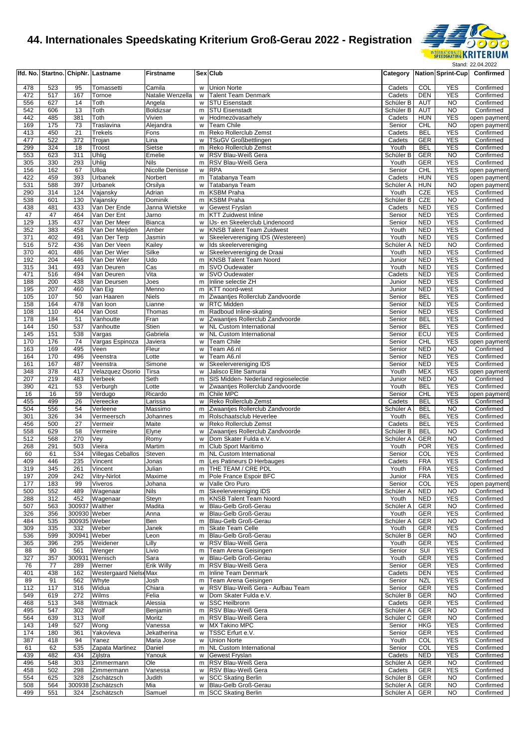# 44. Internationales Speedskating Kriterium Groß-Gerau 2022 - Registration

Stand: 22.04.2022

| lfd. No. | Startno. | ChipNr. | Lastname | Firstname | Sex | Club | Category | Nation | Sprint-Cup | Confirmed |
|---|---|---|---|---|---|---|---|---|---|---|
| 478 | 523 | 95 | Tomassetti | Camila | w | Union Norte | Cadets | COL | YES | Confirmed |
| 472 | 517 | 167 | Tornoe | Natalie Wenzella | w | Talent Team Denmark | Cadets | DEN | YES | Confirmed |
| 556 | 627 | 14 | Toth | Angela | w | STU Eisenstadt | Schüler B | AUT | NO | Confirmed |
| 542 | 606 | 13 | Toth | Boldizsar | m | STU Eisenstadt | Schüler B | AUT | NO | Confirmed |
| 442 | 485 | 381 | Toth | Vivien | w | Hodmezövasarhely | Cadets | HUN | YES | open payment |
| 169 | 175 | 73 | Traslavina | Alejandra | w | Team Chile | Senior | CHL | NO | open payment |
| 413 | 450 | 21 | Trekels | Fons | m | Reko Rollerclub Zemst | Cadets | BEL | YES | Confirmed |
| 477 | 522 | 372 | Trojan | Lina | w | TSuGV Großbettlingen | Cadets | GER | YES | Confirmed |
| 299 | 324 | 18 | Troost | Sietse | m | Reko Rollerclub Zemst | Youth | BEL | YES | Confirmed |
| 553 | 623 | 311 | Uhlig | Emelie | w | RSV Blau-Weiß Gera | Schüler B | GER | NO | Confirmed |
| 305 | 330 | 293 | Uhlig | Nils | m | RSV Blau-Weiß Gera | Youth | GER | YES | Confirmed |
| 156 | 162 | 67 | Ulloa | Nicolle Denisse | w | RPA | Senior | CHL | YES | open payment |
| 422 | 459 | 393 | Urbanek | Norbert | m | Tatabanya Team | Cadets | HUN | YES | open payment |
| 531 | 588 | 397 | Urbanek | Orsilya | w | Tatabanya Team | Schüler A | HUN | NO | open payment |
| 290 | 314 | 124 | Vajansky | Adrian | m | KSBM Praha | Youth | CZE | YES | Confirmed |
| 538 | 601 | 130 | Vajansky | Dominik | m | KSBM Praha | Schüler B | CZE | NO | Confirmed |
| 438 | 481 | 433 | Van Der Ende | Janna Wietske | w | Gewest Fryslan | Cadets | NED | YES | Confirmed |
| 47 | 47 | 464 | Van Der Ent | Jarno | m | KTT Zuidwest Inline | Senior | NED | YES | Confirmed |
| 129 | 135 | 437 | Van Der Meer | Bianca | w | IJs- en Skeelerclub Lindenoord | Senior | NED | YES | Confirmed |
| 352 | 383 | 458 | Van Der Meijden | Amber | w | KNSB Talent Team Zuidwest | Youth | NED | YES | Confirmed |
| 371 | 402 | 491 | Van Der Terp | Jasmin | w | Skeelervereniging IDS (Westereen) | Youth | NED | YES | Confirmed |
| 516 | 572 | 436 | Van Der Veen | Kailey | w | Ids skeelervereniging | Schüler A | NED | NO | Confirmed |
| 370 | 401 | 486 | Van Der Wier | Silke | w | Skeelervereniging de Draai | Youth | NED | YES | Confirmed |
| 192 | 204 | 446 | Van Der Wier | Udo | m | KNSB Talent Team Noord | Junior | NED | YES | Confirmed |
| 315 | 341 | 493 | Van Deuren | Cas | m | SVO Oudewater | Youth | NED | YES | Confirmed |
| 471 | 516 | 494 | Van Deuren | Vita | w | SVO Oudewater | Cadets | NED | YES | Confirmed |
| 188 | 200 | 438 | Van Deursen | Joes | m | Inline selectie ZH | Junior | NED | YES | Confirmed |
| 195 | 207 | 460 | Van Eig | Menno | m | KTT noord-west | Junior | NED | YES | Confirmed |
| 105 | 107 | 50 | van Haaren | Niels | m | Zwaantjes Rollerclub Zandvoorde | Senior | BEL | YES | Confirmed |
| 158 | 164 | 478 | Van loon | Lianne | w | RTC Midden | Senior | NED | YES | Confirmed |
| 108 | 110 | 404 | Van Oost | Thomas | m | Radboud Inline-skating | Senior | NED | YES | Confirmed |
| 178 | 184 | 51 | Vanhoutte | Fran | w | Zwaantjes Rollerclub Zandvoorde | Senior | BEL | YES | Confirmed |
| 144 | 150 | 537 | Vanhoutte | Stien | w | NL Custom International | Senior | BEL | YES | Confirmed |
| 145 | 151 | 538 | Vargas | Gabriela | w | NL Custom International | Senior | ECU | YES | Confirmed |
| 170 | 176 | 74 | Vargas Espinoza | Javiera | w | Team Chile | Senior | CHL | YES | open payment |
| 163 | 169 | 495 | Veen | Fleur | w | Team A6.nl | Senior | NED | NO | Confirmed |
| 164 | 170 | 496 | Veenstra | Lotte | w | Team A6.nl | Senior | NED | YES | Confirmed |
| 161 | 167 | 487 | Veenstra | Simone | w | Skeelervereniging IDS | Senior | NED | YES | Confirmed |
| 348 | 378 | 417 | Velazquez Osorio | Tirsa | w | Jalisco Elite Samurai | Youth | MEX | YES | open payment |
| 207 | 219 | 483 | Verbeek | Seth | m | SIS Midden- Nederland regioselectie | Junior | NED | NO | Confirmed |
| 390 | 421 | 53 | Verburgh | Lotte | w | Zwaantjes Rollerclub Zandvoorde | Youth | BEL | YES | Confirmed |
| 16 | 16 | 59 | Verdugo | Ricardo | m | Chile MPC | Senior | CHL | YES | open payment |
| 455 | 499 | 26 | Vereecke | Larissa | w | Reko Rollerclub Zemst | Cadets | BEL | YES | Confirmed |
| 504 | 556 | 54 | Verleene | Massimo | m | Zwaantjes Rollerclub Zandvoorde | Schüler A | BEL | NO | Confirmed |
| 301 | 326 | 34 | Vermeersch | Johannes | m | Rolschaatsclub Heverlee | Youth | BEL | YES | Confirmed |
| 456 | 500 | 27 | Vermeir | Maite | w | Reko Rollerclub Zemst | Cadets | BEL | YES | Confirmed |
| 558 | 629 | 58 | Vermeire | Elyne | w | Zwaantjes Rollerclub Zandvoorde | Schüler B | BEL | NO | Confirmed |
| 512 | 568 | 270 | Vey | Romy | w | Dom Skater Fulda e.V. | Schüler A | GER | NO | Confirmed |
| 268 | 291 | 503 | Vieira | Martim | m | Club Sport Maritimo | Youth | POR | YES | Confirmed |
| 60 | 61 | 534 | Villegas Ceballos | Steven | m | NL Custom International | Senior | COL | YES | Confirmed |
| 409 | 446 | 235 | Vincent | Jonas | m | Les Patineurs D Herbauges | Cadets | FRA | YES | Confirmed |
| 319 | 345 | 261 | Vincent | Julian | m | THE TEAM / CRE PDL | Youth | FRA | YES | Confirmed |
| 197 | 209 | 242 | Vitry-Nirlot | Maxime | m | Pole France Espoir BFC | Junior | FRA | YES | Confirmed |
| 177 | 183 | 99 | Viveros | Johana | w | Valle Oro Puro | Senior | COL | YES | open payment |
| 500 | 552 | 489 | Wagenaar | Nils | m | Skeelervereniging IDS | Schüler A | NED | NO | Confirmed |
| 288 | 312 | 452 | Wagenaar | Steyn | m | KNSB Talent Team Noord | Youth | NED | YES | Confirmed |
| 507 | 563 | 300937 | Walther | Madita | w | Blau-Gelb Groß-Gerau | Schüler A | GER | NO | Confirmed |
| 326 | 356 | 300930 | Weber | Anna | w | Blau-Gelb Groß-Gerau | Youth | GER | YES | Confirmed |
| 484 | 535 | 300935 | Weber | Ben | m | Blau-Gelb Groß-Gerau | Schüler A | GER | NO | Confirmed |
| 309 | 335 | 332 | Weber | Janek | m | Skate Team Celle | Youth | GER | YES | Confirmed |
| 536 | 599 | 300941 | Weber | Leon | m | Blau-Gelb Groß-Gerau | Schüler B | GER | NO | Confirmed |
| 365 | 396 | 295 | Weidener | Lilly | w | RSV Blau-Weiß Gera | Youth | GER | YES | Confirmed |
| 88 | 90 | 561 | Wenger | Livio | m | Team Arena Geisingen | Senior | SUI | YES | Confirmed |
| 327 | 357 | 300931 | Wenisch | Sara | w | Blau-Gelb Groß-Gerau | Youth | GER | YES | Confirmed |
| 76 | 77 | 289 | Werner | Erik Willy | m | RSV Blau-Weiß Gera | Senior | GER | YES | Confirmed |
| 401 | 438 | 162 | Westergaard Nielse | Max | m | Inline Team Denmark | Cadets | DEN | YES | Confirmed |
| 89 | 91 | 562 | Whyte | Josh | m | Team Arena Geisingen | Senior | NZL | YES | Confirmed |
| 112 | 117 | 316 | Widua | Chiara | w | RSV Blau-Weiß Gera - Aufbau Team | Senior | GER | YES | Confirmed |
| 549 | 619 | 272 | Wilms | Felia | w | Dom Skater Fulda e.V. | Schüler B | GER | NO | Confirmed |
| 468 | 513 | 348 | Wittmack | Alessia | w | SSC Heilbronn | Cadets | GER | YES | Confirmed |
| 495 | 547 | 302 | Wolf | Benjamin | m | RSV Blau-Weiß Gera | Schüler A | GER | NO | Confirmed |
| 564 | 639 | 313 | Wolf | Moritz | m | RSV Blau-Weiß Gera | Schüler C | GER | NO | Confirmed |
| 143 | 149 | 527 | Wong | Vanessa | w | MX Takino MPC | Senior | HKG | YES | Confirmed |
| 174 | 180 | 361 | Yakovleva | Jekatherina | w | TSSC Erfurt e.V. | Senior | GER | YES | Confirmed |
| 387 | 418 | 94 | Yanez | Maria Jose | w | Union Norte | Youth | COL | YES | Confirmed |
| 61 | 62 | 535 | Zapata Martinez | Daniel | m | NL Custom International | Senior | COL | YES | Confirmed |
| 439 | 482 | 434 | Zijlstra | Yanouk | w | Gewest Fryslan | Cadets | NED | YES | Confirmed |
| 496 | 548 | 303 | Zimmermann | Ole | m | RSV Blau-Weiß Gera | Schüler A | GER | NO | Confirmed |
| 458 | 502 | 298 | Zimmermann | Vanessa | w | RSV Blau-Weiß Gera | Cadets | GER | YES | Confirmed |
| 554 | 625 | 328 | Zschätzsch | Judith | w | SCC Skating Berlin | Schüler B | GER | NO | Confirmed |
| 508 | 564 | 300938 | Zschätzsch | Mia | w | Blau-Gelb Groß-Gerau | Schüler A | GER | NO | Confirmed |
| 499 | 551 | 324 | Zschätzsch | Samuel | m | SCC Skating Berlin | Schüler A | GER | NO | Confirmed |